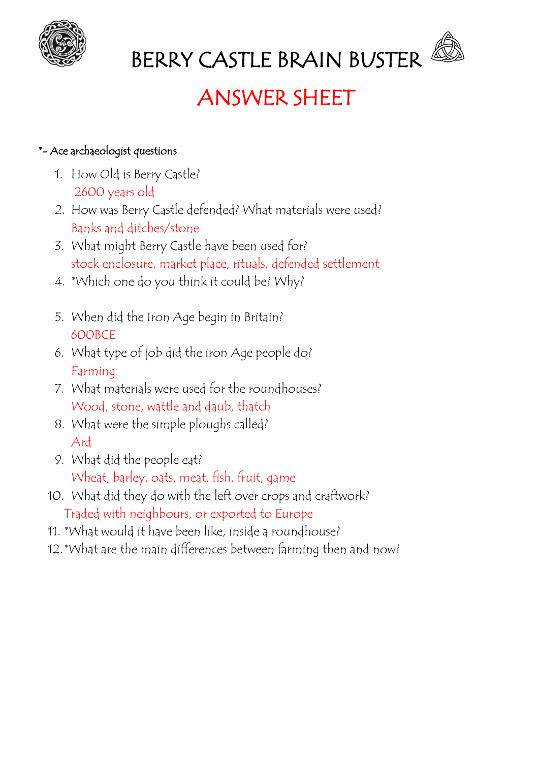# BERRY CASTLE BRAIN BUSTER

## ANSWER SHEET

*- Ace archaeologist questions

1. How Old is Berry Castle?
   2600 years old
2. How was Berry Castle defended? What materials were used?
   Banks and ditches/stone
3. What might Berry Castle have been used for?
   stock enclosure, market place, rituals, defended settlement
4. *Which one do you think it could be? Why?

5. When did the Iron Age begin in Britain?
   600BCE
6. What type of job did the iron Age people do?
   Farming
7. What materials were used for the roundhouses?
   Wood, stone, wattle and daub, thatch
8. What were the simple ploughs called?
   Ard
9. What did the people eat?
   Wheat, barley, oats, meat, fish, fruit, game
10. What did they do with the left over crops and craftwork?
    Traded with neighbours, or exported to Europe
11. *What would it have been like, inside a roundhouse?
12. *What are the main differences between farming then and now?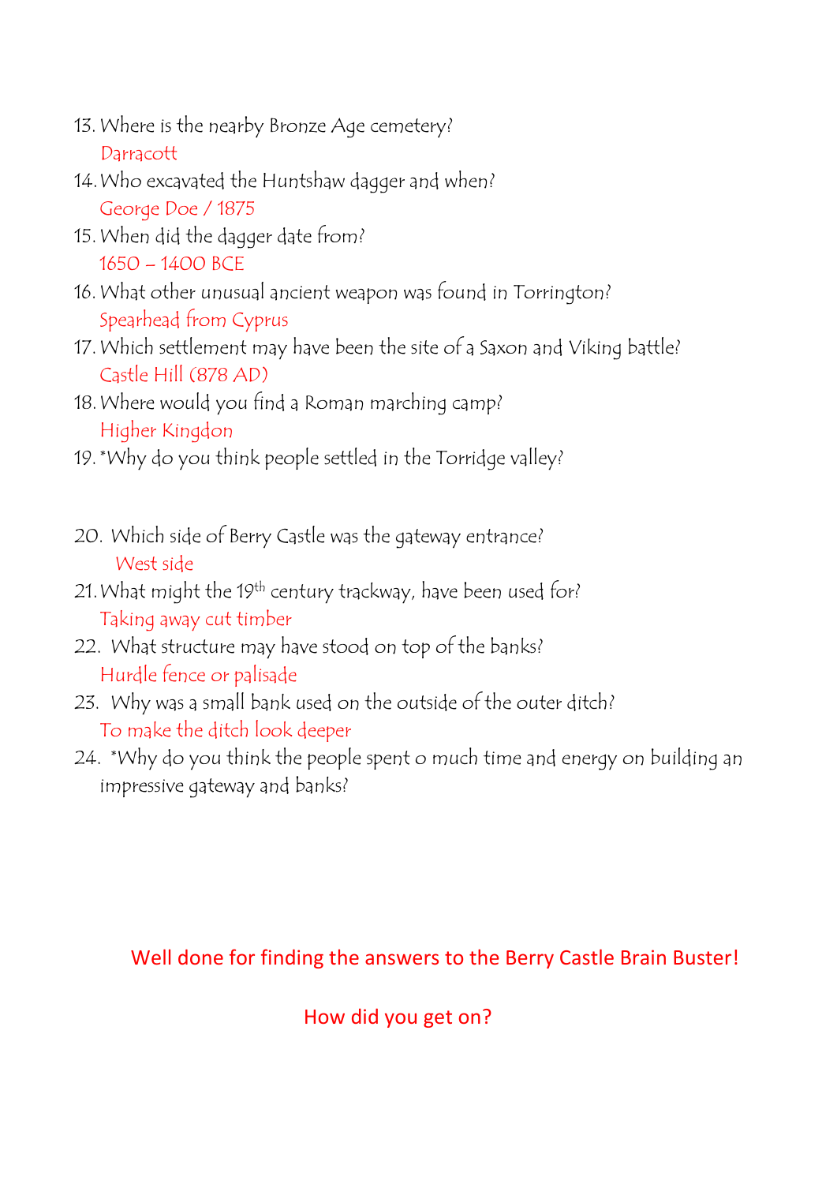13. Where is the nearby Bronze Age cemetery?
    Darracott
14. Who excavated the Huntshaw dagger and when?
    George Doe / 1875
15. When did the dagger date from?
    1650 – 1400 BCE
16. What other unusual ancient weapon was found in Torrington?
    Spearhead from Cyprus
17. Which settlement may have been the site of a Saxon and Viking battle?
    Castle Hill (878 AD)
18. Where would you find a Roman marching camp?
    Higher Kingdon
19. *Why do you think people settled in the Torridge valley?

20. Which side of Berry Castle was the gateway entrance?
    West side
21. What might the 19th century trackway, have been used for?
    Taking away cut timber
22. What structure may have stood on top of the banks?
    Hurdle fence or palisade
23. Why was a small bank used on the outside of the outer ditch?
    To make the ditch look deeper
24. *Why do you think the people spent o much time and energy on building an impressive gateway and banks?

Well done for finding the answers to the Berry Castle Brain Buster!

How did you get on?